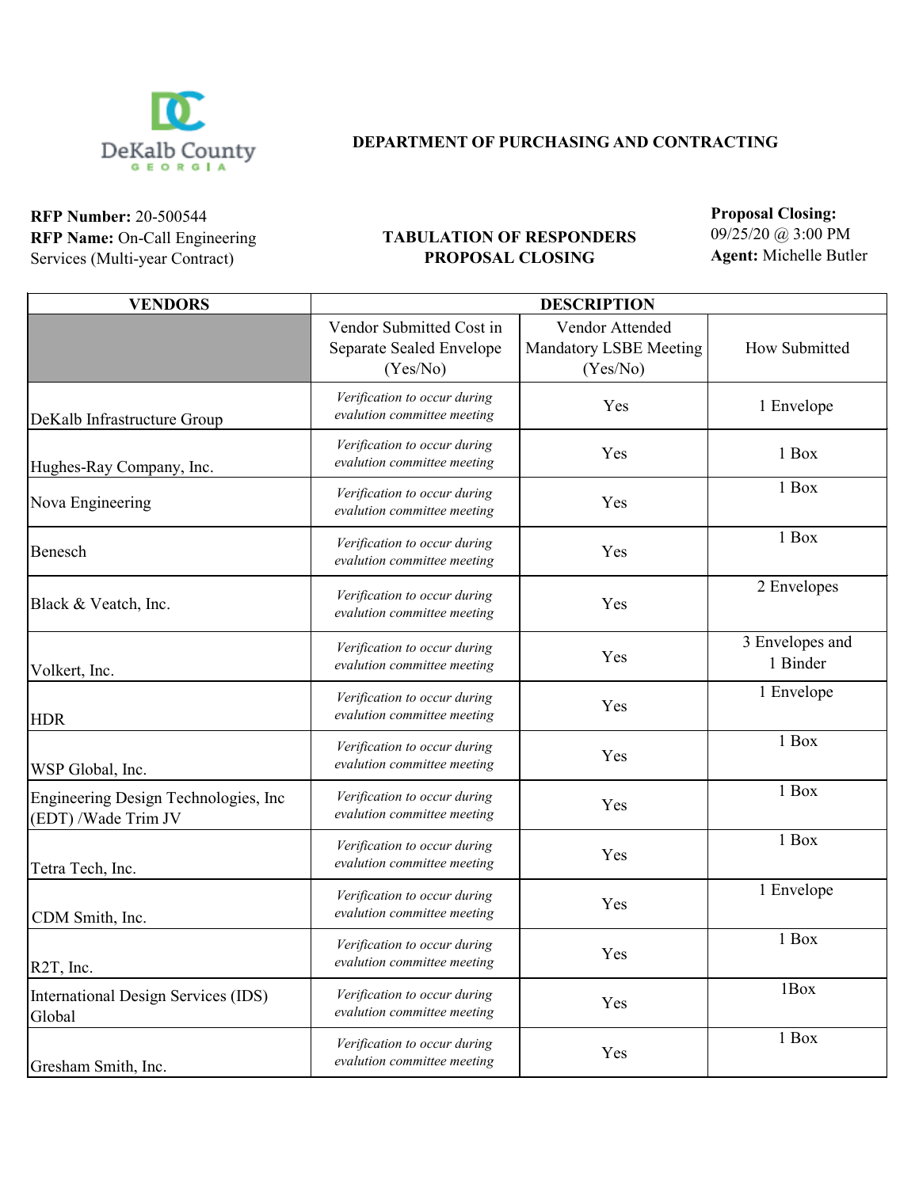DeKalb County GEORGIA

**DEPARTMENT OF PURCHASING AND CONTRACTING**

**RFP Number:** 20-500544
**RFP Name:** On-Call Engineering Services (Multi-year Contract)

**TABULATION OF RESPONDERS**
**PROPOSAL CLOSING**

**Proposal Closing:**
09/25/20 @ 3:00 PM
**Agent:** Michelle Butler

| VENDORS | DESCRIPTION | | |
|---|---|---|---|
| | Vendor Submitted Cost in Separate Sealed Envelope (Yes/No) | Vendor Attended Mandatory LSBE Meeting (Yes/No) | How Submitted |
| DeKalb Infrastructure Group | *Verification to occur during evalution committee meeting* | Yes | 1 Envelope |
| Hughes-Ray Company, Inc. | *Verification to occur during evalution committee meeting* | Yes | 1 Box |
| Nova Engineering | *Verification to occur during evalution committee meeting* | Yes | 1 Box |
| Benesch | *Verification to occur during evalution committee meeting* | Yes | 1 Box |
| Black & Veatch, Inc. | *Verification to occur during evalution committee meeting* | Yes | 2 Envelopes |
| Volkert, Inc. | *Verification to occur during evalution committee meeting* | Yes | 3 Envelopes and 1 Binder |
| HDR | *Verification to occur during evalution committee meeting* | Yes | 1 Envelope |
| WSP Global, Inc. | *Verification to occur during evalution committee meeting* | Yes | 1 Box |
| Engineering Design Technologies, Inc (EDT) /Wade Trim JV | *Verification to occur during evalution committee meeting* | Yes | 1 Box |
| Tetra Tech, Inc. | *Verification to occur during evalution committee meeting* | Yes | 1 Box |
| CDM Smith, Inc. | *Verification to occur during evalution committee meeting* | Yes | 1 Envelope |
| R2T, Inc. | *Verification to occur during evalution committee meeting* | Yes | 1 Box |
| International Design Services (IDS) Global | *Verification to occur during evalution committee meeting* | Yes | 1Box |
| Gresham Smith, Inc. | *Verification to occur during evalution committee meeting* | Yes | 1 Box |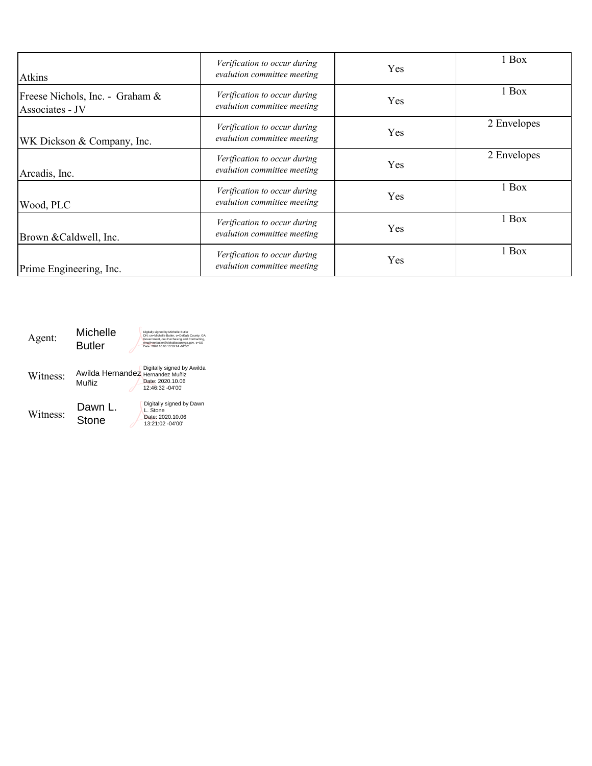| | | | |
|---|---|---|---|
| Atkins | *Verification to occur during evalution committee meeting* | Yes | 1 Box |
| Freese Nichols, Inc. - Graham & Associates - JV | *Verification to occur during evalution committee meeting* | Yes | 1 Box |
| WK Dickson & Company, Inc. | *Verification to occur during evalution committee meeting* | Yes | 2 Envelopes |
| Arcadis, Inc. | *Verification to occur during evalution committee meeting* | Yes | 2 Envelopes |
| Wood, PLC | *Verification to occur during evalution committee meeting* | Yes | 1 Box |
| Brown &Caldwell, Inc. | *Verification to occur during evalution committee meeting* | Yes | 1 Box |
| Prime Engineering, Inc. | *Verification to occur during evalution committee meeting* | Yes | 1 Box |

Agent: Michelle Butler

Digitally signed by Michelle Butler
DN: cn=Michelle Butler, o=DeKalb County, GA Government, ou=Purchasing and Contracting, email=mmbutler@dekalbcountyga.gov, c=US
Date: 2020.10.06 13:59:24 -04'00'

Witness: Awilda Hernandez Muñiz

Digitally signed by Awilda Hernandez Muñiz
Date: 2020.10.06 12:46:32 -04'00'

Witness: Dawn L. Stone

Digitally signed by Dawn L. Stone
Date: 2020.10.06 13:21:02 -04'00'